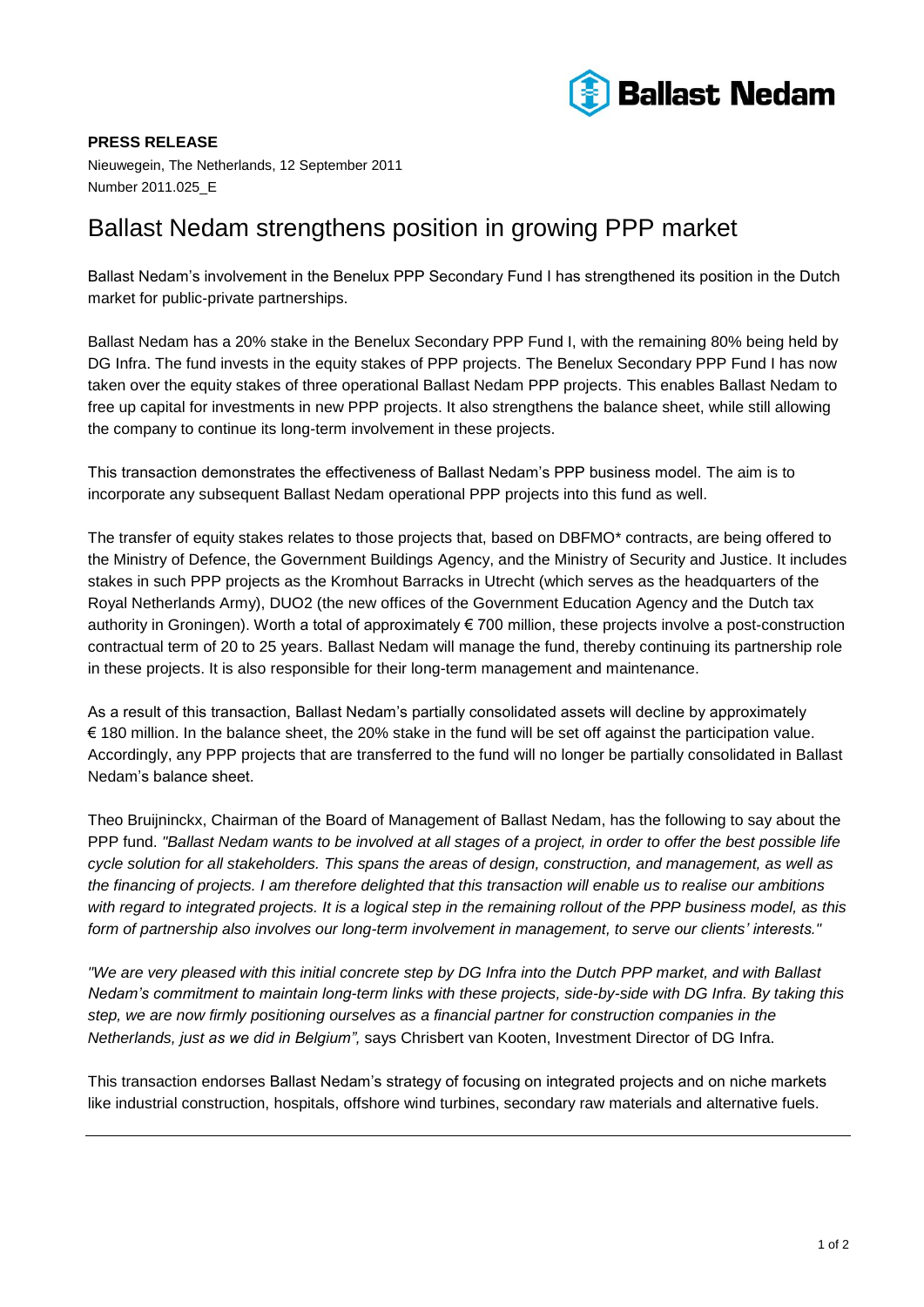Ballast Nedam

**PRESS RELEASE**

Nieuwegein, The Netherlands, 12 September 2011
Number 2011.025_E

# Ballast Nedam strengthens position in growing PPP market

Ballast Nedam's involvement in the Benelux PPP Secondary Fund I has strengthened its position in the Dutch market for public-private partnerships.

Ballast Nedam has a 20% stake in the Benelux Secondary PPP Fund I, with the remaining 80% being held by DG Infra. The fund invests in the equity stakes of PPP projects. The Benelux Secondary PPP Fund I has now taken over the equity stakes of three operational Ballast Nedam PPP projects. This enables Ballast Nedam to free up capital for investments in new PPP projects. It also strengthens the balance sheet, while still allowing the company to continue its long-term involvement in these projects.

This transaction demonstrates the effectiveness of Ballast Nedam's PPP business model. The aim is to incorporate any subsequent Ballast Nedam operational PPP projects into this fund as well.

The transfer of equity stakes relates to those projects that, based on DBFMO* contracts, are being offered to the Ministry of Defence, the Government Buildings Agency, and the Ministry of Security and Justice. It includes stakes in such PPP projects as the Kromhout Barracks in Utrecht (which serves as the headquarters of the Royal Netherlands Army), DUO2 (the new offices of the Government Education Agency and the Dutch tax authority in Groningen). Worth a total of approximately € 700 million, these projects involve a post-construction contractual term of 20 to 25 years. Ballast Nedam will manage the fund, thereby continuing its partnership role in these projects. It is also responsible for their long-term management and maintenance.

As a result of this transaction, Ballast Nedam's partially consolidated assets will decline by approximately € 180 million. In the balance sheet, the 20% stake in the fund will be set off against the participation value. Accordingly, any PPP projects that are transferred to the fund will no longer be partially consolidated in Ballast Nedam's balance sheet.

Theo Bruijninckx, Chairman of the Board of Management of Ballast Nedam, has the following to say about the PPP fund. *"Ballast Nedam wants to be involved at all stages of a project, in order to offer the best possible life cycle solution for all stakeholders. This spans the areas of design, construction, and management, as well as the financing of projects. I am therefore delighted that this transaction will enable us to realise our ambitions with regard to integrated projects. It is a logical step in the remaining rollout of the PPP business model, as this form of partnership also involves our long-term involvement in management, to serve our clients' interests."*

*"We are very pleased with this initial concrete step by DG Infra into the Dutch PPP market, and with Ballast Nedam's commitment to maintain long-term links with these projects, side-by-side with DG Infra. By taking this step, we are now firmly positioning ourselves as a financial partner for construction companies in the Netherlands, just as we did in Belgium",* says Chrisbert van Kooten, Investment Director of DG Infra.

This transaction endorses Ballast Nedam's strategy of focusing on integrated projects and on niche markets like industrial construction, hospitals, offshore wind turbines, secondary raw materials and alternative fuels.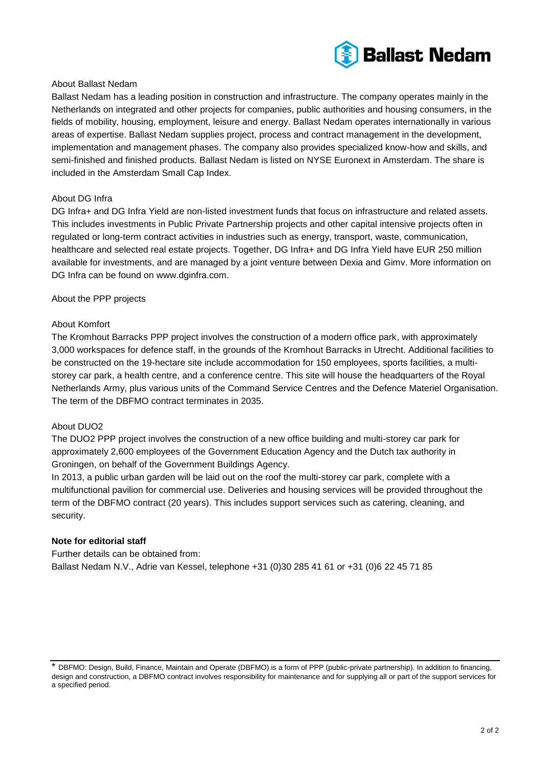About Ballast Nedam

Ballast Nedam has a leading position in construction and infrastructure. The company operates mainly in the Netherlands on integrated and other projects for companies, public authorities and housing consumers, in the fields of mobility, housing, employment, leisure and energy. Ballast Nedam operates internationally in various areas of expertise. Ballast Nedam supplies project, process and contract management in the development, implementation and management phases. The company also provides specialized know-how and skills, and semi-finished and finished products. Ballast Nedam is listed on NYSE Euronext in Amsterdam. The share is included in the Amsterdam Small Cap Index.

About DG Infra

DG Infra+ and DG Infra Yield are non-listed investment funds that focus on infrastructure and related assets. This includes investments in Public Private Partnership projects and other capital intensive projects often in regulated or long-term contract activities in industries such as energy, transport, waste, communication, healthcare and selected real estate projects. Together, DG Infra+ and DG Infra Yield have EUR 250 million available for investments, and are managed by a joint venture between Dexia and Gimv. More information on DG Infra can be found on www.dginfra.com.

About the PPP projects

About Komfort

The Kromhout Barracks PPP project involves the construction of a modern office park, with approximately 3,000 workspaces for defence staff, in the grounds of the Kromhout Barracks in Utrecht. Additional facilities to be constructed on the 19-hectare site include accommodation for 150 employees, sports facilities, a multi-storey car park, a health centre, and a conference centre. This site will house the headquarters of the Royal Netherlands Army, plus various units of the Command Service Centres and the Defence Materiel Organisation. The term of the DBFMO contract terminates in 2035.

About DUO2

The DUO2 PPP project involves the construction of a new office building and multi-storey car park for approximately 2,600 employees of the Government Education Agency and the Dutch tax authority in Groningen, on behalf of the Government Buildings Agency.

In 2013, a public urban garden will be laid out on the roof the multi-storey car park, complete with a multifunctional pavilion for commercial use. Deliveries and housing services will be provided throughout the term of the DBFMO contract (20 years). This includes support services such as catering, cleaning, and security.

**Note for editorial staff**

Further details can be obtained from:

Ballast Nedam N.V., Adrie van Kessel, telephone +31 (0)30 285 41 61 or +31 (0)6 22 45 71 85

* DBFMO: Design, Build, Finance, Maintain and Operate (DBFMO) is a form of PPP (public-private partnership). In addition to financing, design and construction, a DBFMO contract involves responsibility for maintenance and for supplying all or part of the support services for a specified period.